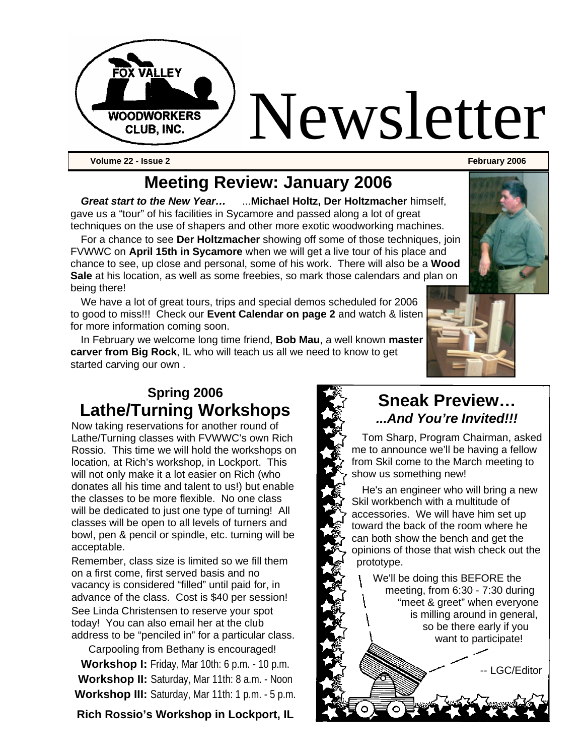FOX VALLEY WOODWORKERS CLUB, INC.

# Newsletter

**Volume 22 - Issue 2** **February 2006**

## Meeting Review: January 2006

***Great start to the New Year…*** ...**Michael Holtz, Der Holtzmacher** himself, gave us a "tour" of his facilities in Sycamore and passed along a lot of great techniques on the use of shapers and other more exotic woodworking machines.

For a chance to see **Der Holtzmacher** showing off some of those techniques, join FVWWC on **April 15th in Sycamore** when we will get a live tour of his place and chance to see, up close and personal, some of his work. There will also be a **Wood Sale** at his location, as well as some freebies, so mark those calendars and plan on being there!

We have a lot of great tours, trips and special demos scheduled for 2006 to good to miss!!! Check our **Event Calendar on page 2** and watch & listen for more information coming soon.

In February we welcome long time friend, **Bob Mau**, a well known **master carver from Big Rock**, IL who will teach us all we need to know to get started carving our own .

## Spring 2006 Lathe/Turning Workshops

Now taking reservations for another round of Lathe/Turning classes with FVWWC's own Rich Rossio. This time we will hold the workshops on location, at Rich's workshop, in Lockport. This will not only make it a lot easier on Rich (who donates all his time and talent to us!) but enable the classes to be more flexible. No one class will be dedicated to just one type of turning! All classes will be open to all levels of turners and bowl, pen & pencil or spindle, etc. turning will be acceptable.

Remember, class size is limited so we fill them on a first come, first served basis and no vacancy is considered "filled" until paid for, in advance of the class. Cost is $40 per session! See Linda Christensen to reserve your spot today! You can also email her at the club address to be "penciled in" for a particular class.

Carpooling from Bethany is encouraged!

**Workshop I:** Friday, Mar 10th: 6 p.m. - 10 p.m.

**Workshop II:** Saturday, Mar 11th: 8 a.m. - Noon

**Workshop III:** Saturday, Mar 11th: 1 p.m. - 5 p.m.

**Rich Rossio's Workshop in Lockport, IL**

## Sneak Preview…
### *...And You're Invited!!!*

Tom Sharp, Program Chairman, asked me to announce we'll be having a fellow from Skil come to the March meeting to show us something new!

He's an engineer who will bring a new Skil workbench with a multitude of accessories. We will have him set up toward the back of the room where he can both show the bench and get the opinions of those that wish check out the prototype.

We'll be doing this BEFORE the meeting, from 6:30 - 7:30 during "meet & greet" when everyone is milling around in general, so be there early if you want to participate!

-- LGC/Editor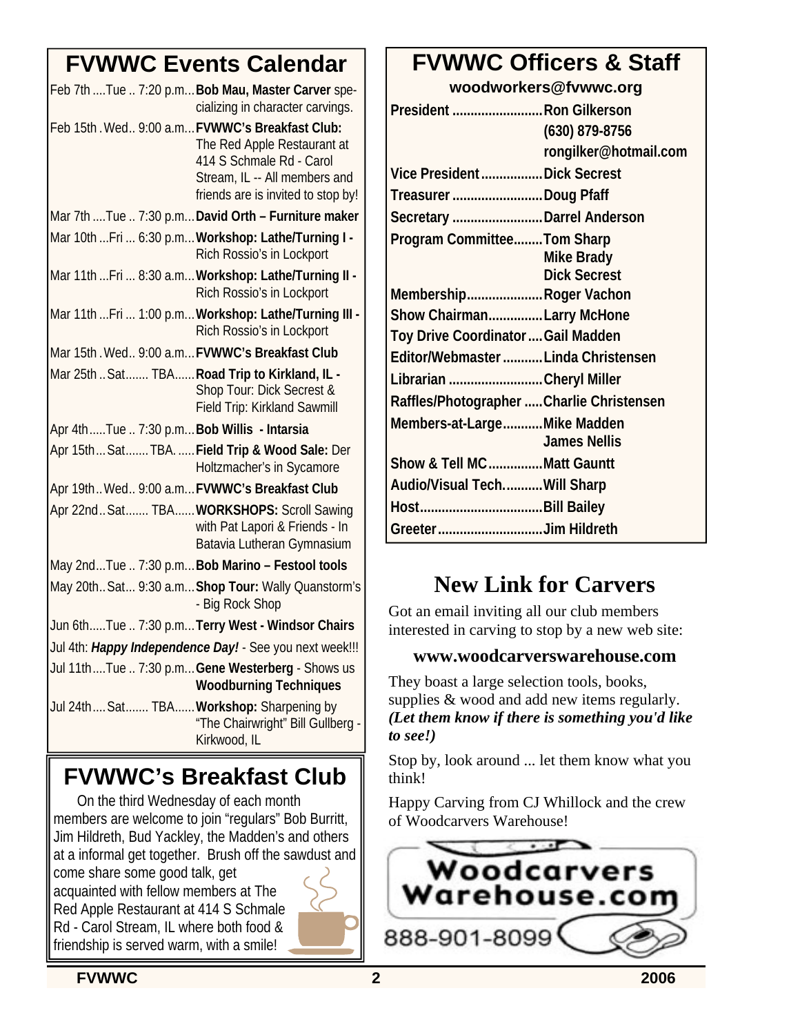## FVWWC Events Calendar

| Date | Time | Event |
|---|---|---|
| Feb 7th ....Tue .. | 7:20 p.m... | **Bob Mau, Master Carver** specializing in character carvings. |
| Feb 15th . Wed.. | 9:00 a.m... | **FVWWC's Breakfast Club:** The Red Apple Restaurant at 414 S Schmale Rd - Carol Stream, IL -- All members and friends are is invited to stop by! |
| Mar 7th ....Tue .. | 7:30 p.m... | **David Orth – Furniture maker** |
| Mar 10th ...Fri ... | 6:30 p.m... | **Workshop: Lathe/Turning I -** Rich Rossio's in Lockport |
| Mar 11th ...Fri ... | 8:30 a.m... | **Workshop: Lathe/Turning II -** Rich Rossio's in Lockport |
| Mar 11th ...Fri ... | 1:00 p.m... | **Workshop: Lathe/Turning III -** Rich Rossio's in Lockport |
| Mar 15th . Wed.. | 9:00 a.m... | **FVWWC's Breakfast Club** |
| Mar 25th .. Sat....... | TBA...... | **Road Trip to Kirkland, IL -** Shop Tour: Dick Secrest & Field Trip: Kirkland Sawmill |
| Apr 4th.....Tue .. | 7:30 p.m... | **Bob Willis - Intarsia** |
| Apr 15th ... Sat....... | TBA. ..... | **Field Trip & Wood Sale:** Der Holtzmacher's in Sycamore |
| Apr 19th .. Wed.. | 9:00 a.m... | **FVWWC's Breakfast Club** |
| Apr 22nd .. Sat....... | TBA...... | **WORKSHOPS:** Scroll Sawing with Pat Lapori & Friends - In Batavia Lutheran Gymnasium |
| May 2nd...Tue .. | 7:30 p.m... | **Bob Marino – Festool tools** |
| May 20th.. Sat... | 9:30 a.m... | **Shop Tour:** Wally Quanstorm's - Big Rock Shop |
| Jun 6th.....Tue .. | 7:30 p.m... | **Terry West - Windsor Chairs** |
| Jul 4th: | | ***Happy Independence Day!*** - See you next week!!! |
| Jul 11th ....Tue .. | 7:30 p.m... | **Gene Westerberg** - Shows us **Woodburning Techniques** |
| Jul 24th .... Sat....... | TBA...... | **Workshop:** Sharpening by "The Chairwright" Bill Gullberg - Kirkwood, IL |

## FVWWC's Breakfast Club

On the third Wednesday of each month members are welcome to join "regulars" Bob Burritt, Jim Hildreth, Bud Yackley, the Madden's and others at a informal get together. Brush off the sawdust and come share some good talk, get acquainted with fellow members at The Red Apple Restaurant at 414 S Schmale Rd - Carol Stream, IL where both food & friendship is served warm, with a smile!

## FVWWC Officers & Staff

**woodworkers@fvwwc.org**

| Position | Name |
|---|---|
| President | Ron Gilkerson, (630) 879-8756, rongilker@hotmail.com |
| Vice President | Dick Secrest |
| Treasurer | Doug Pfaff |
| Secretary | Darrel Anderson |
| Program Committee | Tom Sharp, Mike Brady, Dick Secrest |
| Membership | Roger Vachon |
| Show Chairman | Larry McHone |
| Toy Drive Coordinator | Gail Madden |
| Editor/Webmaster | Linda Christensen |
| Librarian | Cheryl Miller |
| Raffles/Photographer | Charlie Christensen |
| Members-at-Large | Mike Madden, James Nellis |
| Show & Tell MC | Matt Gauntt |
| Audio/Visual Tech. | Will Sharp |
| Host | Bill Bailey |
| Greeter | Jim Hildreth |

## New Link for Carvers

Got an email inviting all our club members interested in carving to stop by a new web site:

**www.woodcarverswarehouse.com**

They boast a large selection tools, books, supplies & wood and add new items regularly. ***(Let them know if there is something you'd like to see!)***

Stop by, look around ... let them know what you think!

Happy Carving from CJ Whillock and the crew of Woodcarvers Warehouse!

Woodcarvers Warehouse.com

888-901-8099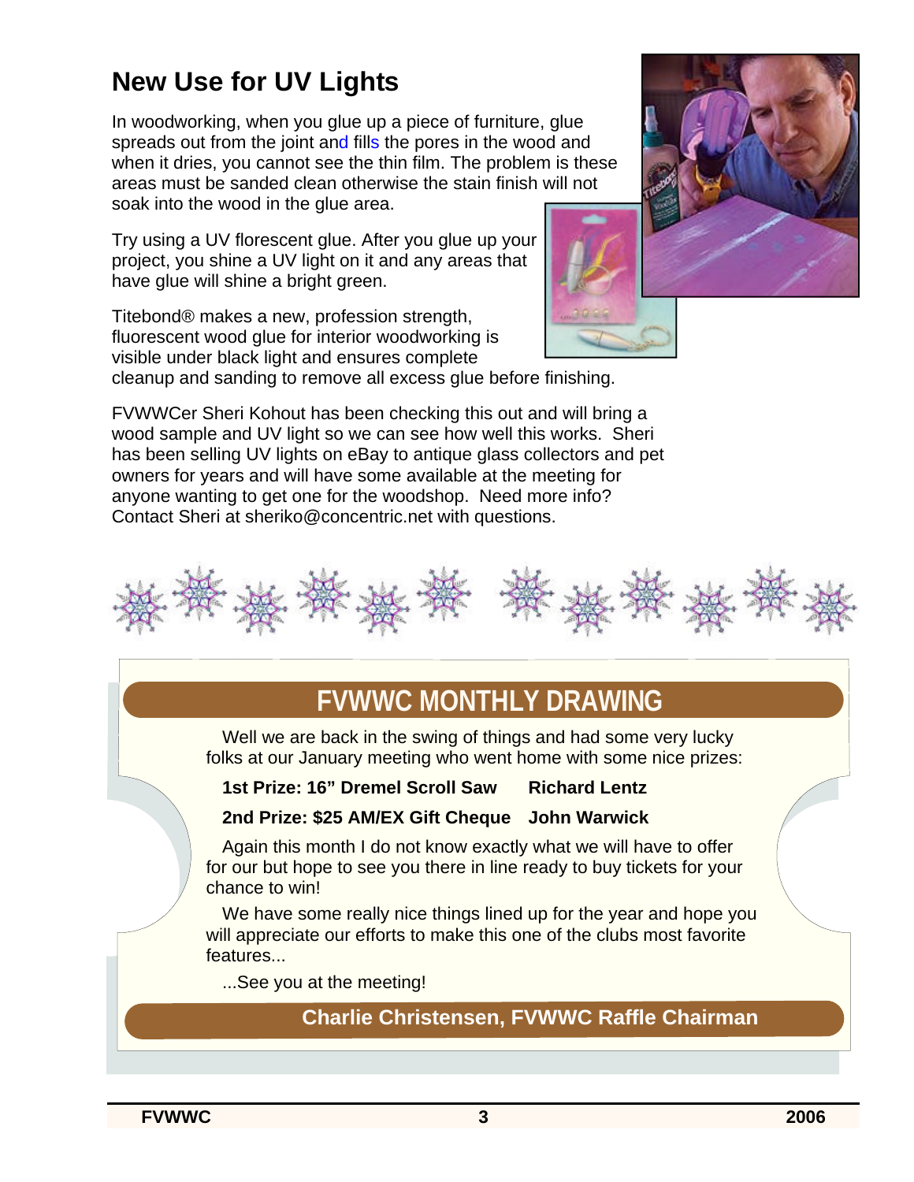# New Use for UV Lights

In woodworking, when you glue up a piece of furniture, glue spreads out from the joint and fills the pores in the wood and when it dries, you cannot see the thin film. The problem is these areas must be sanded clean otherwise the stain finish will not soak into the wood in the glue area.

Try using a UV florescent glue. After you glue up your project, you shine a UV light on it and any areas that have glue will shine a bright green.

Titebond® makes a new, profession strength, fluorescent wood glue for interior woodworking is visible under black light and ensures complete cleanup and sanding to remove all excess glue before finishing.

FVWWCer Sheri Kohout has been checking this out and will bring a wood sample and UV light so we can see how well this works. Sheri has been selling UV lights on eBay to antique glass collectors and pet owners for years and will have some available at the meeting for anyone wanting to get one for the woodshop. Need more info? Contact Sheri at sheriko@concentric.net with questions.

## FVWWC MONTHLY DRAWING

Well we are back in the swing of things and had some very lucky folks at our January meeting who went home with some nice prizes:

**1st Prize: 16" Dremel Scroll Saw** **Richard Lentz**

**2nd Prize: $25 AM/EX Gift Cheque** **John Warwick**

Again this month I do not know exactly what we will have to offer for our but hope to see you there in line ready to buy tickets for your chance to win!

We have some really nice things lined up for the year and hope you will appreciate our efforts to make this one of the clubs most favorite features...

...See you at the meeting!

**Charlie Christensen, FVWWC Raffle Chairman**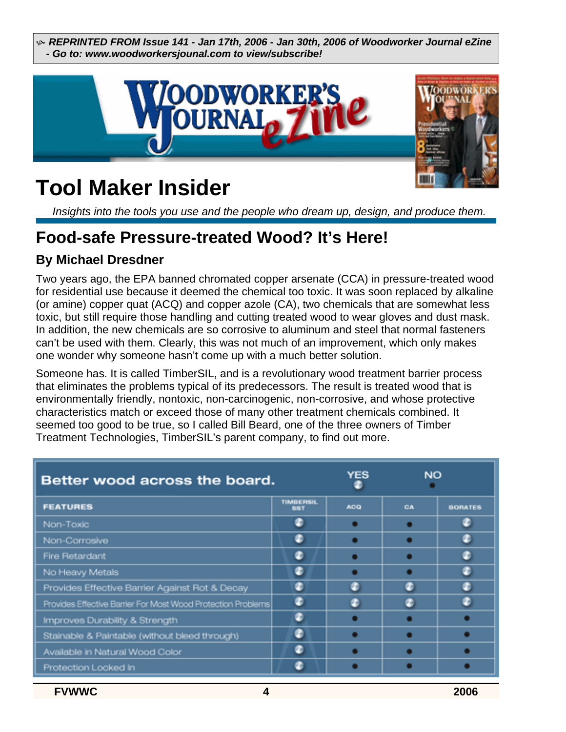REPRINTED FROM Issue 141 - Jan 17th, 2006 - Jan 30th, 2006 of Woodworker Journal eZine - Go to: www.woodworkersjounal.com to view/subscribe!

# Tool Maker Insider

*Insights into the tools you use and the people who dream up, design, and produce them.*

## Food-safe Pressure-treated Wood? It's Here!

### By Michael Dresdner

Two years ago, the EPA banned chromated copper arsenate (CCA) in pressure-treated wood for residential use because it deemed the chemical too toxic. It was soon replaced by alkaline (or amine) copper quat (ACQ) and copper azole (CA), two chemicals that are somewhat less toxic, but still require those handling and cutting treated wood to wear gloves and dust mask. In addition, the new chemicals are so corrosive to aluminum and steel that normal fasteners can't be used with them. Clearly, this was not much of an improvement, which only makes one wonder why someone hasn't come up with a much better solution.

Someone has. It is called TimberSIL, and is a revolutionary wood treatment barrier process that eliminates the problems typical of its predecessors. The result is treated wood that is environmentally friendly, nontoxic, non-carcinogenic, non-corrosive, and whose protective characteristics match or exceed those of many other treatment chemicals combined. It seemed too good to be true, so I called Bill Beard, one of the three owners of Timber Treatment Technologies, TimberSIL's parent company, to find out more.

**Better wood across the board.** (YES / NO)

| FEATURES | TIMBERSIL SST | ACQ | CA | BORATES |
|---|---|---|---|---|
| Non-Toxic | YES | NO | NO | YES |
| Non-Corrosive | YES | NO | NO | YES |
| Fire Retardant | YES | NO | NO | YES |
| No Heavy Metals | YES | NO | NO | YES |
| Provides Effective Barrier Against Rot & Decay | YES | YES | YES | YES |
| Provides Effective Barrier For Most Wood Protection Problems | YES | YES | YES | YES |
| Improves Durability & Strength | YES | NO | NO | NO |
| Stainable & Paintable (without bleed through) | YES | NO | NO | NO |
| Available in Natural Wood Color | YES | NO | NO | NO |
| Protection Locked In | YES | NO | NO | NO |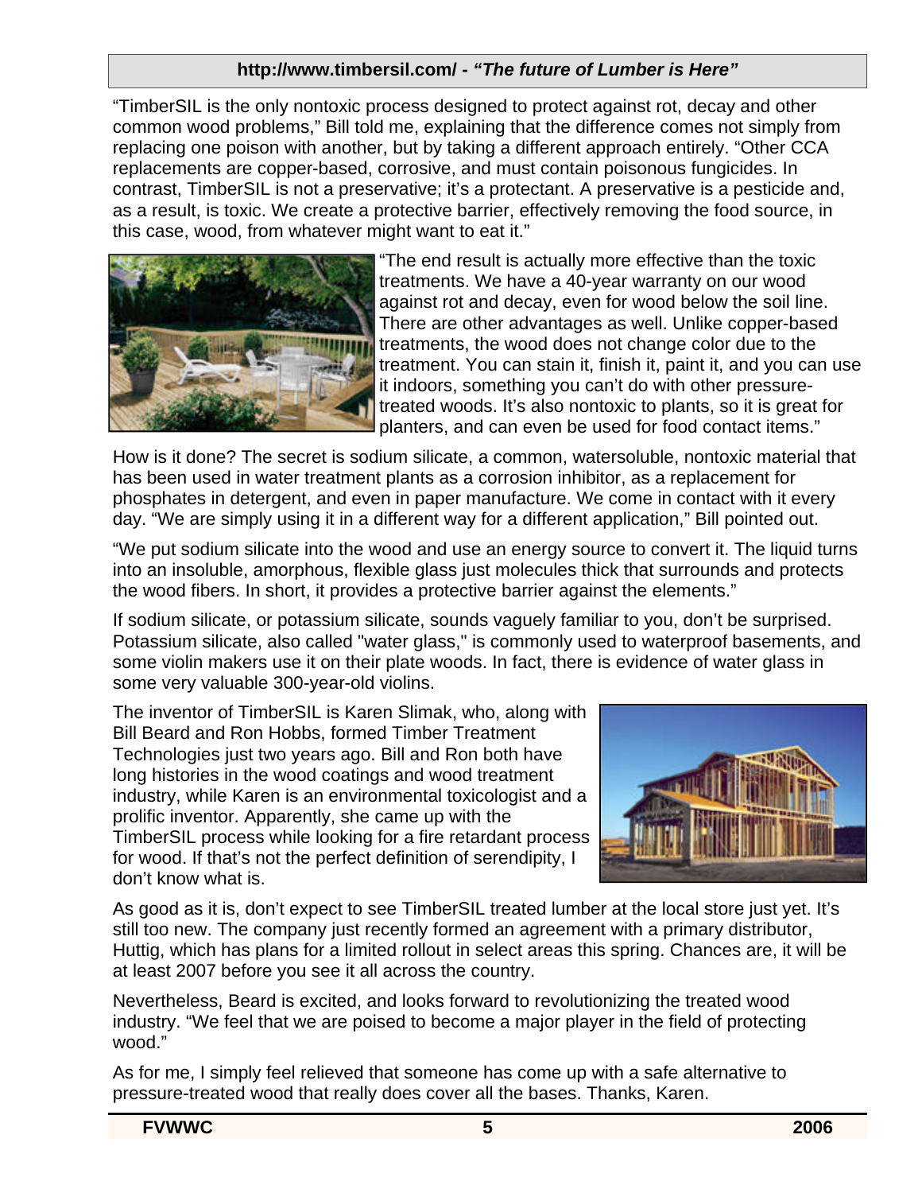**http://www.timbersil.com/ - *"The future of Lumber is Here"***

"TimberSIL is the only nontoxic process designed to protect against rot, decay and other common wood problems," Bill told me, explaining that the difference comes not simply from replacing one poison with another, but by taking a different approach entirely. "Other CCA replacements are copper-based, corrosive, and must contain poisonous fungicides. In contrast, TimberSIL is not a preservative; it's a protectant. A preservative is a pesticide and, as a result, is toxic. We create a protective barrier, effectively removing the food source, in this case, wood, from whatever might want to eat it."

"The end result is actually more effective than the toxic treatments. We have a 40-year warranty on our wood against rot and decay, even for wood below the soil line. There are other advantages as well. Unlike copper-based treatments, the wood does not change color due to the treatment. You can stain it, finish it, paint it, and you can use it indoors, something you can't do with other pressure-treated woods. It's also nontoxic to plants, so it is great for planters, and can even be used for food contact items."

How is it done? The secret is sodium silicate, a common, watersoluble, nontoxic material that has been used in water treatment plants as a corrosion inhibitor, as a replacement for phosphates in detergent, and even in paper manufacture. We come in contact with it every day. "We are simply using it in a different way for a different application," Bill pointed out.

"We put sodium silicate into the wood and use an energy source to convert it. The liquid turns into an insoluble, amorphous, flexible glass just molecules thick that surrounds and protects the wood fibers. In short, it provides a protective barrier against the elements."

If sodium silicate, or potassium silicate, sounds vaguely familiar to you, don't be surprised. Potassium silicate, also called "water glass," is commonly used to waterproof basements, and some violin makers use it on their plate woods. In fact, there is evidence of water glass in some very valuable 300-year-old violins.

The inventor of TimberSIL is Karen Slimak, who, along with Bill Beard and Ron Hobbs, formed Timber Treatment Technologies just two years ago. Bill and Ron both have long histories in the wood coatings and wood treatment industry, while Karen is an environmental toxicologist and a prolific inventor. Apparently, she came up with the TimberSIL process while looking for a fire retardant process for wood. If that's not the perfect definition of serendipity, I don't know what is.

As good as it is, don't expect to see TimberSIL treated lumber at the local store just yet. It's still too new. The company just recently formed an agreement with a primary distributor, Huttig, which has plans for a limited rollout in select areas this spring. Chances are, it will be at least 2007 before you see it all across the country.

Nevertheless, Beard is excited, and looks forward to revolutionizing the treated wood industry. "We feel that we are poised to become a major player in the field of protecting wood."

As for me, I simply feel relieved that someone has come up with a safe alternative to pressure-treated wood that really does cover all the bases. Thanks, Karen.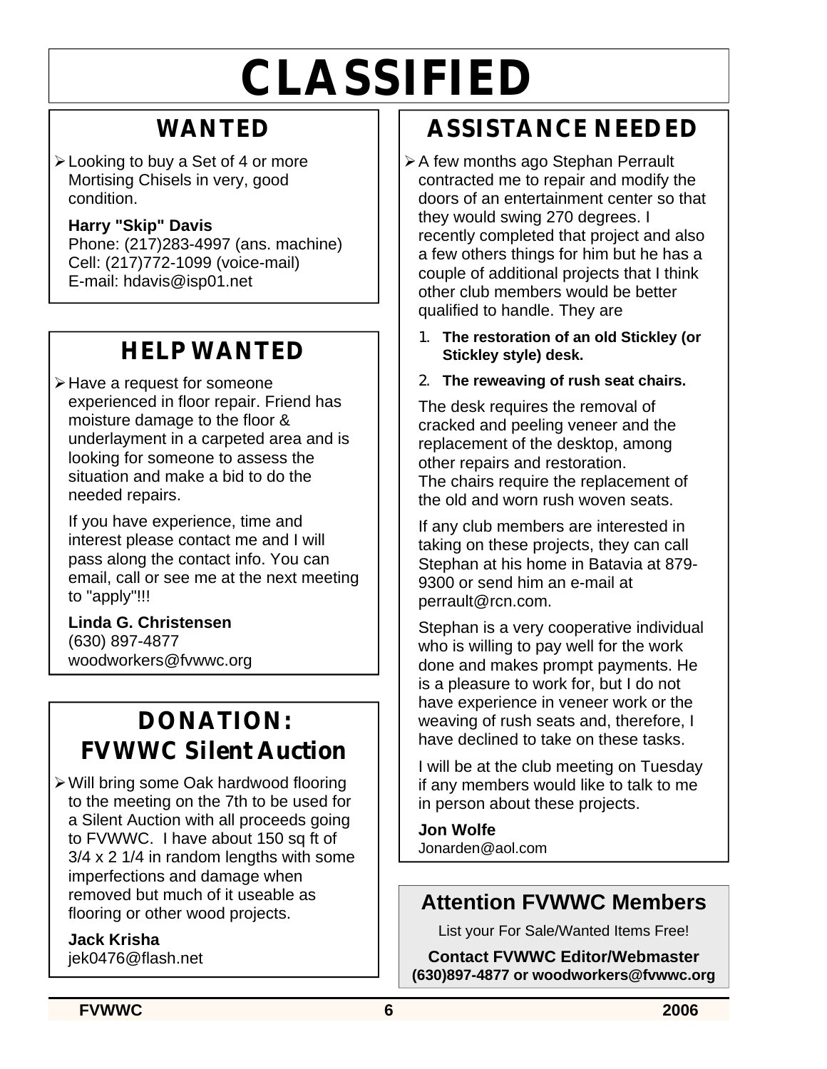# CLASSIFIED

## WANTED

- Looking to buy a Set of 4 or more Mortising Chisels in very, good condition.

  **Harry "Skip" Davis**
  Phone: (217)283-4997 (ans. machine)
  Cell: (217)772-1099 (voice-mail)
  E-mail: hdavis@isp01.net

## HELP WANTED

- Have a request for someone experienced in floor repair. Friend has moisture damage to the floor & underlayment in a carpeted area and is looking for someone to assess the situation and make a bid to do the needed repairs.

  If you have experience, time and interest please contact me and I will pass along the contact info. You can email, call or see me at the next meeting to "apply"!!!

  **Linda G. Christensen**
  (630) 897-4877
  woodworkers@fvwwc.org

## DONATION: FVWWC Silent Auction

- Will bring some Oak hardwood flooring to the meeting on the 7th to be used for a Silent Auction with all proceeds going to FVWWC. I have about 150 sq ft of 3/4 x 2 1/4 in random lengths with some imperfections and damage when removed but much of it useable as flooring or other wood projects.

  **Jack Krisha**
  jek0476@flash.net

## ASSISTANCE NEEDED

- A few months ago Stephan Perrault contracted me to repair and modify the doors of an entertainment center so that they would swing 270 degrees. I recently completed that project and also a few others things for him but he has a couple of additional projects that I think other club members would be better qualified to handle. They are

  1. **The restoration of an old Stickley (or Stickley style) desk.**
  2. **The reweaving of rush seat chairs.**

  The desk requires the removal of cracked and peeling veneer and the replacement of the desktop, among other repairs and restoration.
  The chairs require the replacement of the old and worn rush woven seats.

  If any club members are interested in taking on these projects, they can call Stephan at his home in Batavia at 879-9300 or send him an e-mail at perrault@rcn.com.

  Stephan is a very cooperative individual who is willing to pay well for the work done and makes prompt payments. He is a pleasure to work for, but I do not have experience in veneer work or the weaving of rush seats and, therefore, I have declined to take on these tasks.

  I will be at the club meeting on Tuesday if any members would like to talk to me in person about these projects.

  **Jon Wolfe**
  Jonarden@aol.com

## Attention FVWWC Members

List your For Sale/Wanted Items Free!

**Contact FVWWC Editor/Webmaster**
**(630)897-4877 or woodworkers@fvwwc.org**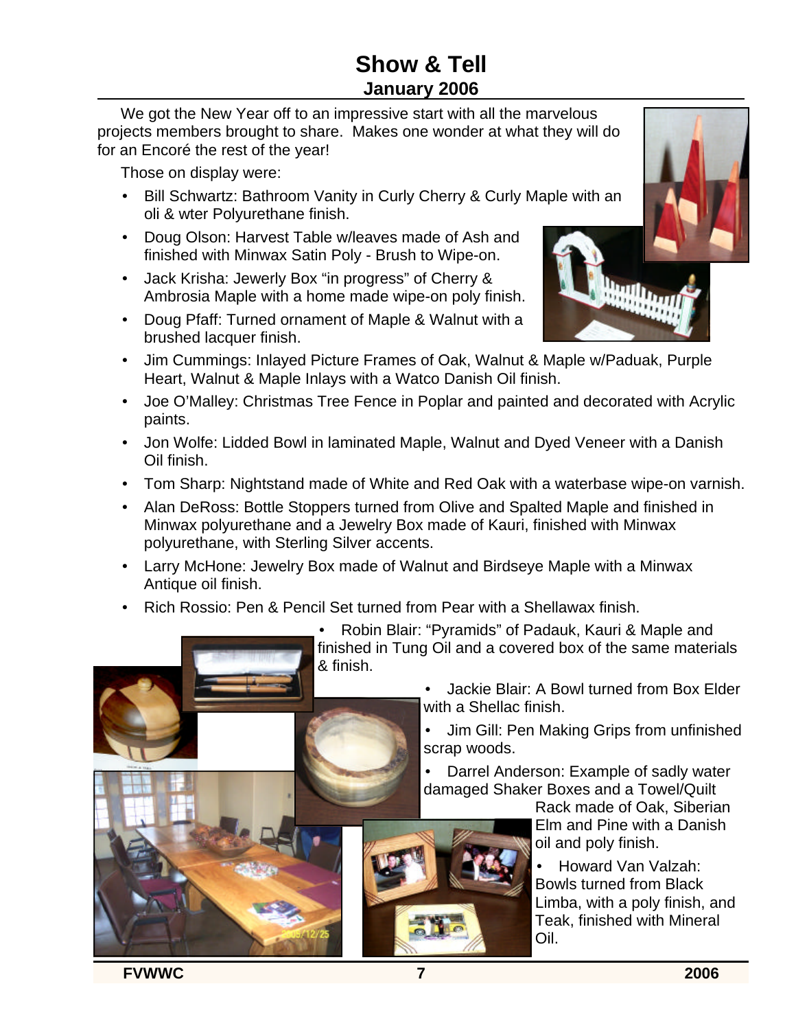# Show & Tell

## January 2006

We got the New Year off to an impressive start with all the marvelous projects members brought to share. Makes one wonder at what they will do for an Encoré the rest of the year!

Those on display were:

- Bill Schwartz: Bathroom Vanity in Curly Cherry & Curly Maple with an oli & wter Polyurethane finish.
- Doug Olson: Harvest Table w/leaves made of Ash and finished with Minwax Satin Poly - Brush to Wipe-on.
- Jack Krisha: Jewerly Box "in progress" of Cherry & Ambrosia Maple with a home made wipe-on poly finish.
- Doug Pfaff: Turned ornament of Maple & Walnut with a brushed lacquer finish.
- Jim Cummings: Inlayed Picture Frames of Oak, Walnut & Maple w/Paduak, Purple Heart, Walnut & Maple Inlays with a Watco Danish Oil finish.
- Joe O'Malley: Christmas Tree Fence in Poplar and painted and decorated with Acrylic paints.
- Jon Wolfe: Lidded Bowl in laminated Maple, Walnut and Dyed Veneer with a Danish Oil finish.
- Tom Sharp: Nightstand made of White and Red Oak with a waterbase wipe-on varnish.
- Alan DeRoss: Bottle Stoppers turned from Olive and Spalted Maple and finished in Minwax polyurethane and a Jewelry Box made of Kauri, finished with Minwax polyurethane, with Sterling Silver accents.
- Larry McHone: Jewelry Box made of Walnut and Birdseye Maple with a Minwax Antique oil finish.
- Rich Rossio: Pen & Pencil Set turned from Pear with a Shellawax finish.
- Robin Blair: "Pyramids" of Padauk, Kauri & Maple and finished in Tung Oil and a covered box of the same materials & finish.
- Jackie Blair: A Bowl turned from Box Elder with a Shellac finish.
- Jim Gill: Pen Making Grips from unfinished scrap woods.
- Darrel Anderson: Example of sadly water damaged Shaker Boxes and a Towel/Quilt Rack made of Oak, Siberian Elm and Pine with a Danish oil and poly finish.
- Howard Van Valzah: Bowls turned from Black Limba, with a poly finish, and Teak, finished with Mineral Oil.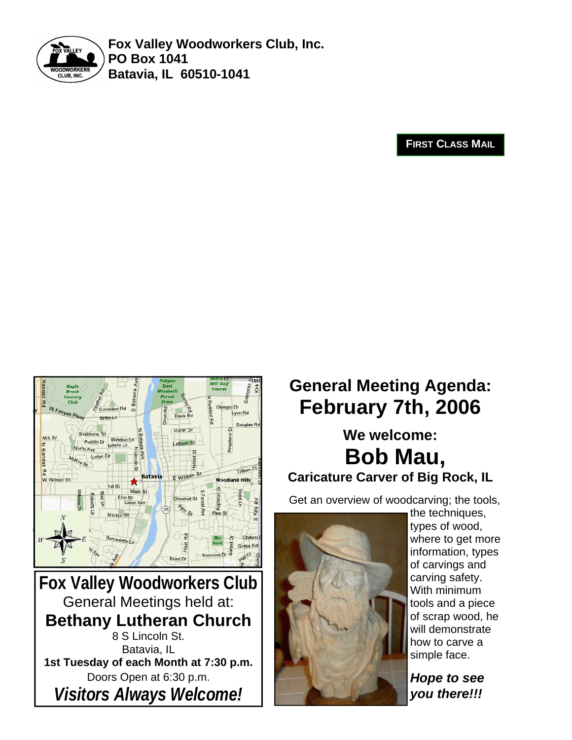**Fox Valley Woodworkers Club, Inc.**
**PO Box 1041**
**Batavia, IL 60510-1041**

**FIRST CLASS MAIL**

## General Meeting Agenda:
# February 7th, 2006

### We welcome:
# Bob Mau,
### Caricature Carver of Big Rock, IL

Get an overview of woodcarving; the tools, the techniques, types of wood, where to get more information, types of carvings and carving safety. With minimum tools and a piece of scrap wood, he will demonstrate how to carve a simple face.

***Hope to see you there!!!***

**Fox Valley Woodworkers Club**

General Meetings held at:

**Bethany Lutheran Church**

8 S Lincoln St.

Batavia, IL

**1st Tuesday of each Month at 7:30 p.m.**

Doors Open at 6:30 p.m.

***Visitors Always Welcome!***